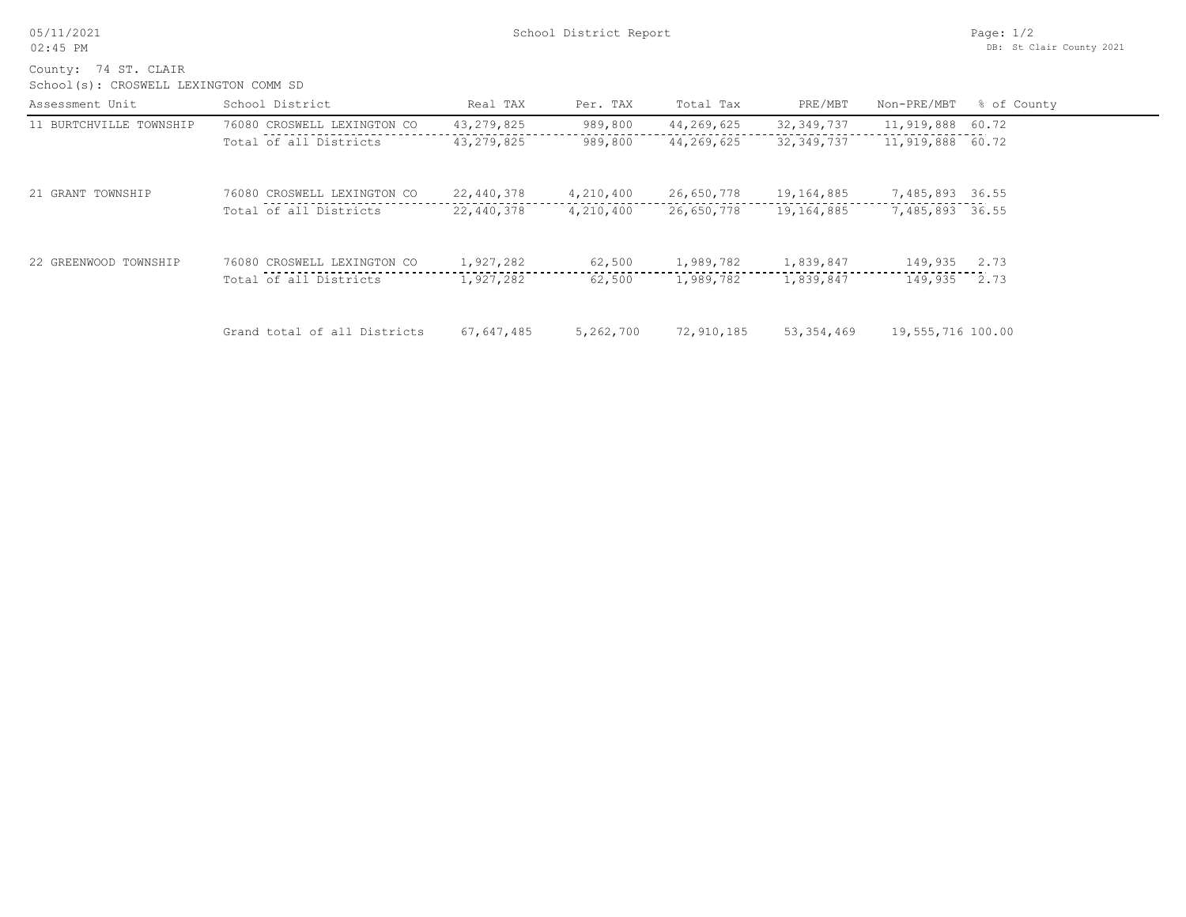# School District Report

County: 74 ST. CLAIR

School(s): CROSWELL LEXINGTON COMM SD

| Assessment Unit | School District | Real TAX | Per. TAX | Total Tax | PRE/MBT | Non-PRE/MBT | % of County |
|---|---|---|---|---|---|---|---|
| 11 BURTCHVILLE TOWNSHIP | 76080 CROSWELL LEXINGTON CO | 43,279,825 | 989,800 | 44,269,625 | 32,349,737 | 11,919,888 | 60.72 |
| | Total of all Districts | 43,279,825 | 989,800 | 44,269,625 | 32,349,737 | 11,919,888 | 60.72 |
| 21 GRANT TOWNSHIP | 76080 CROSWELL LEXINGTON CO | 22,440,378 | 4,210,400 | 26,650,778 | 19,164,885 | 7,485,893 | 36.55 |
| | Total of all Districts | 22,440,378 | 4,210,400 | 26,650,778 | 19,164,885 | 7,485,893 | 36.55 |
| 22 GREENWOOD TOWNSHIP | 76080 CROSWELL LEXINGTON CO | 1,927,282 | 62,500 | 1,989,782 | 1,839,847 | 149,935 | 2.73 |
| | Total of all Districts | 1,927,282 | 62,500 | 1,989,782 | 1,839,847 | 149,935 | 2.73 |
| | Grand total of all Districts | 67,647,485 | 5,262,700 | 72,910,185 | 53,354,469 | 19,555,716 | 100.00 |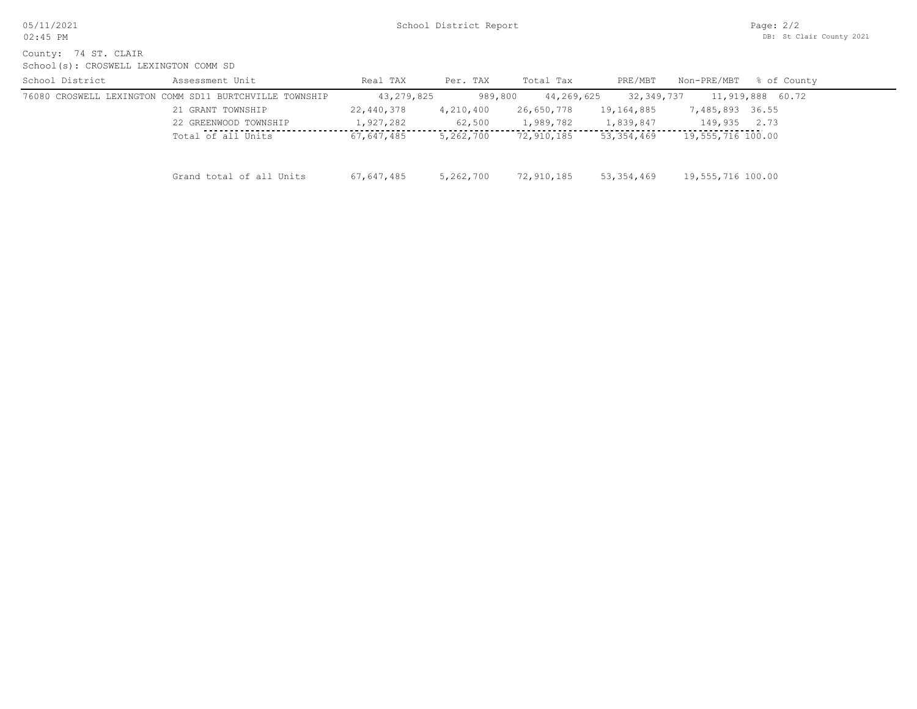County: 74 ST. CLAIR

School(s): CROSWELL LEXINGTON COMM SD

| School District | Assessment Unit | Real TAX | Per. TAX | Total Tax | PRE/MBT | Non-PRE/MBT | % of County |
|---|---|---|---|---|---|---|---|
| 76080 CROSWELL LEXINGTON COMM SD | 11 BURTCHVILLE TOWNSHIP | 43,279,825 | 989,800 | 44,269,625 | 32,349,737 | 11,919,888 | 60.72 |
| | 21 GRANT TOWNSHIP | 22,440,378 | 4,210,400 | 26,650,778 | 19,164,885 | 7,485,893 | 36.55 |
| | 22 GREENWOOD TOWNSHIP | 1,927,282 | 62,500 | 1,989,782 | 1,839,847 | 149,935 | 2.73 |
| | Total of all Units | 67,647,485 | 5,262,700 | 72,910,185 | 53,354,469 | 19,555,716 | 100.00 |
| | Grand total of all Units | 67,647,485 | 5,262,700 | 72,910,185 | 53,354,469 | 19,555,716 | 100.00 |